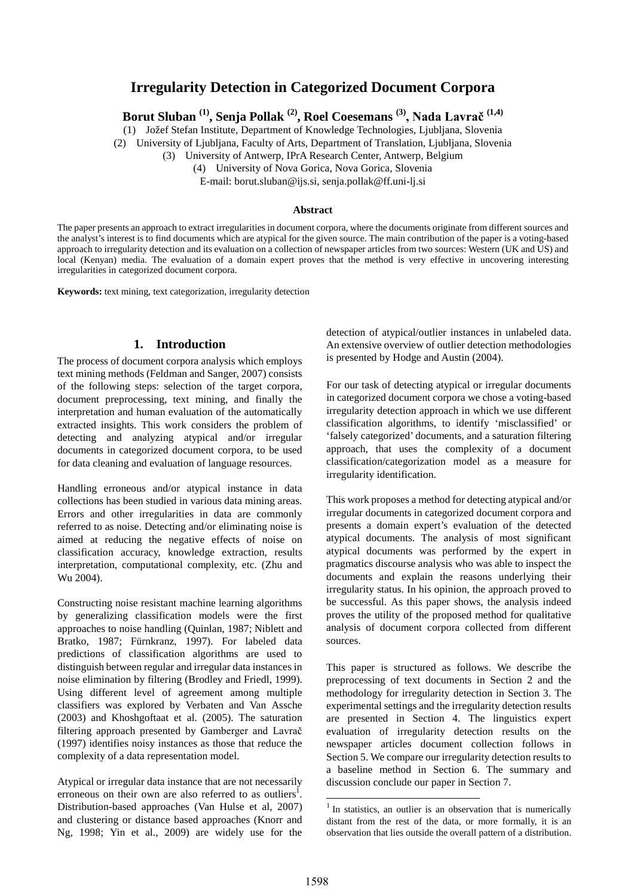# Irregularity Detection in Categorized Document Corpora

**Borut Sluban [(1)], Senja Pollak [(2)], Roel Coesemans [(3)], Nada Lavrač [(1,4)]**

(1) Jožef Stefan Institute, Department of Knowledge Technologies, Ljubljana, Slovenia
(2) University of Ljubljana, Faculty of Arts, Department of Translation, Ljubljana, Slovenia
(3) University of Antwerp, IPrA Research Center, Antwerp, Belgium
(4) University of Nova Gorica, Nova Gorica, Slovenia
E-mail: borut.sluban@ijs.si, senja.pollak@ff.uni-lj.si

**Abstract**

The paper presents an approach to extract irregularities in document corpora, where the documents originate from different sources and the analyst's interest is to find documents which are atypical for the given source. The main contribution of the paper is a voting-based approach to irregularity detection and its evaluation on a collection of newspaper articles from two sources: Western (UK and US) and local (Kenyan) media. The evaluation of a domain expert proves that the method is very effective in uncovering interesting irregularities in categorized document corpora.

**Keywords:** text mining, text categorization, irregularity detection

## 1. Introduction

The process of document corpora analysis which employs text mining methods (Feldman and Sanger, 2007) consists of the following steps: selection of the target corpora, document preprocessing, text mining, and finally the interpretation and human evaluation of the automatically extracted insights. This work considers the problem of detecting and analyzing atypical and/or irregular documents in categorized document corpora, to be used for data cleaning and evaluation of language resources.

Handling erroneous and/or atypical instance in data collections has been studied in various data mining areas. Errors and other irregularities in data are commonly referred to as noise. Detecting and/or eliminating noise is aimed at reducing the negative effects of noise on classification accuracy, knowledge extraction, results interpretation, computational complexity, etc. (Zhu and Wu 2004).

Constructing noise resistant machine learning algorithms by generalizing classification models were the first approaches to noise handling (Quinlan, 1987; Niblett and Bratko, 1987; Fürnkranz, 1997). For labeled data predictions of classification algorithms are used to distinguish between regular and irregular data instances in noise elimination by filtering (Brodley and Friedl, 1999). Using different level of agreement among multiple classifiers was explored by Verbaten and Van Assche (2003) and Khoshgoftaat et al. (2005). The saturation filtering approach presented by Gamberger and Lavrač (1997) identifies noisy instances as those that reduce the complexity of a data representation model.

Atypical or irregular data instance that are not necessarily erroneous on their own are also referred to as outliers[1]. Distribution-based approaches (Van Hulse et al, 2007) and clustering or distance based approaches (Knorr and Ng, 1998; Yin et al., 2009) are widely use for the detection of atypical/outlier instances in unlabeled data. An extensive overview of outlier detection methodologies is presented by Hodge and Austin (2004).

For our task of detecting atypical or irregular documents in categorized document corpora we chose a voting-based irregularity detection approach in which we use different classification algorithms, to identify 'misclassified' or 'falsely categorized' documents, and a saturation filtering approach, that uses the complexity of a document classification/categorization model as a measure for irregularity identification.

This work proposes a method for detecting atypical and/or irregular documents in categorized document corpora and presents a domain expert's evaluation of the detected atypical documents. The analysis of most significant atypical documents was performed by the expert in pragmatics discourse analysis who was able to inspect the documents and explain the reasons underlying their irregularity status. In his opinion, the approach proved to be successful. As this paper shows, the analysis indeed proves the utility of the proposed method for qualitative analysis of document corpora collected from different sources.

This paper is structured as follows. We describe the preprocessing of text documents in Section 2 and the methodology for irregularity detection in Section 3. The experimental settings and the irregularity detection results are presented in Section 4. The linguistics expert evaluation of irregularity detection results on the newspaper articles document collection follows in Section 5. We compare our irregularity detection results to a baseline method in Section 6. The summary and discussion conclude our paper in Section 7.

[1] In statistics, an outlier is an observation that is numerically distant from the rest of the data, or more formally, it is an observation that lies outside the overall pattern of a distribution.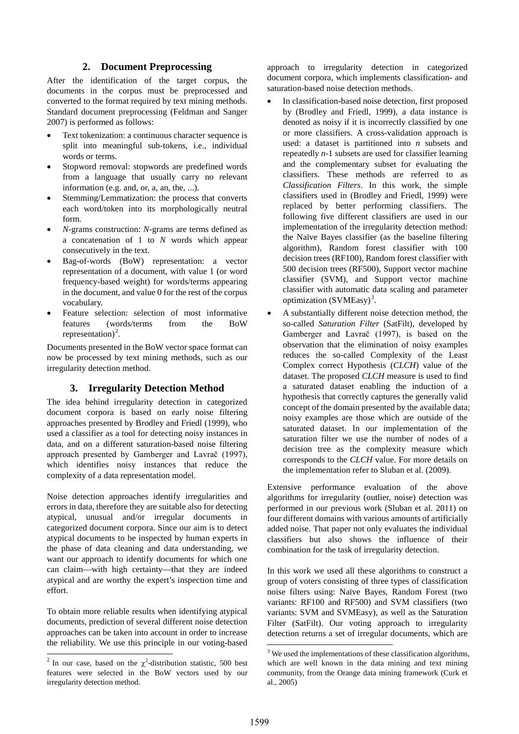## 2. Document Preprocessing

After the identification of the target corpus, the documents in the corpus must be preprocessed and converted to the format required by text mining methods. Standard document preprocessing (Feldman and Sanger 2007) is performed as follows:

- Text tokenization: a continuous character sequence is split into meaningful sub-tokens, i.e., individual words or terms.
- Stopword removal: stopwords are predefined words from a language that usually carry no relevant information (e.g. and, or, a, an, the, ...).
- Stemming/Lemmatization: the process that converts each word/token into its morphologically neutral form.
- *N*-grams construction: *N*-grams are terms defined as a concatenation of 1 to *N* words which appear consecutively in the text.
- Bag-of-words (BoW) representation: a vector representation of a document, with value 1 (or word frequency-based weight) for words/terms appearing in the document, and value 0 for the rest of the corpus vocabulary.
- Feature selection: selection of most informative features (words/terms from the BoW representation)[2].

Documents presented in the BoW vector space format can now be processed by text mining methods, such as our irregularity detection method.

## 3. Irregularity Detection Method

The idea behind irregularity detection in categorized document corpora is based on early noise filtering approaches presented by Brodley and Friedl (1999), who used a classifier as a tool for detecting noisy instances in data, and on a different saturation-based noise filtering approach presented by Gamberger and Lavrač (1997), which identifies noisy instances that reduce the complexity of a data representation model.

Noise detection approaches identify irregularities and errors in data, therefore they are suitable also for detecting atypical, unusual and/or irregular documents in categorized document corpora. Since our aim is to detect atypical documents to be inspected by human experts in the phase of data cleaning and data understanding, we want our approach to identify documents for which one can claim—with high certainty—that they are indeed atypical and are worthy the expert's inspection time and effort.

To obtain more reliable results when identifying atypical documents, prediction of several different noise detection approaches can be taken into account in order to increase the reliability. We use this principle in our voting-based approach to irregularity detection in categorized document corpora, which implements classification- and saturation-based noise detection methods.

- In classification-based noise detection, first proposed by (Brodley and Friedl, 1999), a data instance is denoted as noisy if it is incorrectly classified by one or more classifiers. A cross-validation approach is used: a dataset is partitioned into *n* subsets and repeatedly *n*-1 subsets are used for classifier learning and the complementary subset for evaluating the classifiers. These methods are referred to as *Classification Filters*. In this work, the simple classifiers used in (Brodley and Friedl, 1999) were replaced by better performing classifiers. The following five different classifiers are used in our implementation of the irregularity detection method: the Naïve Bayes classifier (as the baseline filtering algorithm), Random forest classifier with 100 decision trees (RF100), Random forest classifier with 500 decision trees (RF500), Support vector machine classifier (SVM), and Support vector machine classifier with automatic data scaling and parameter optimization (SVMEasy)[3].
- A substantially different noise detection method, the so-called *Saturation Filter* (SatFilt), developed by Gamberger and Lavrač (1997), is based on the observation that the elimination of noisy examples reduces the so-called Complexity of the Least Complex correct Hypothesis (*CLCH*) value of the dataset. The proposed *CLCH* measure is used to find a saturated dataset enabling the induction of a hypothesis that correctly captures the generally valid concept of the domain presented by the available data; noisy examples are those which are outside of the saturated dataset. In our implementation of the saturation filter we use the number of nodes of a decision tree as the complexity measure which corresponds to the *CLCH* value. For more details on the implementation refer to Sluban et al. (2009).

Extensive performance evaluation of the above algorithms for irregularity (outlier, noise) detection was performed in our previous work (Sluban et al. 2011) on four different domains with various amounts of artificially added noise. That paper not only evaluates the individual classifiers but also shows the influence of their combination for the task of irregularity detection.

In this work we used all these algorithms to construct a group of voters consisting of three types of classification noise filters using: Naïve Bayes, Random Forest (two variants: RF100 and RF500) and SVM classifiers (two variants: SVM and SVMEasy), as well as the Saturation Filter (SatFilt). Our voting approach to irregularity detection returns a set of irregular documents, which are

[2] In our case, based on the $\chi^2$-distribution statistic, 500 best features were selected in the BoW vectors used by our irregularity detection method.

[3] We used the implementations of these classification algorithms, which are well known in the data mining and text mining community, from the Orange data mining framework (Curk et al., 2005)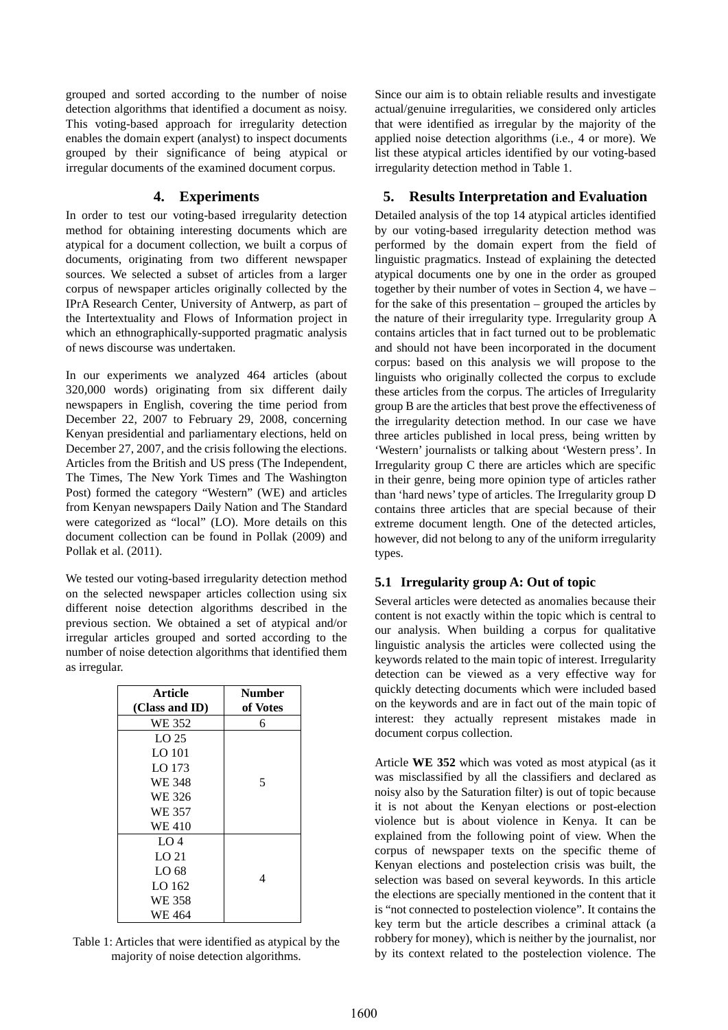grouped and sorted according to the number of noise detection algorithms that identified a document as noisy. This voting-based approach for irregularity detection enables the domain expert (analyst) to inspect documents grouped by their significance of being atypical or irregular documents of the examined document corpus.

## 4. Experiments

In order to test our voting-based irregularity detection method for obtaining interesting documents which are atypical for a document collection, we built a corpus of documents, originating from two different newspaper sources. We selected a subset of articles from a larger corpus of newspaper articles originally collected by the IPrA Research Center, University of Antwerp, as part of the Intertextuality and Flows of Information project in which an ethnographically-supported pragmatic analysis of news discourse was undertaken.

In our experiments we analyzed 464 articles (about 320,000 words) originating from six different daily newspapers in English, covering the time period from December 22, 2007 to February 29, 2008, concerning Kenyan presidential and parliamentary elections, held on December 27, 2007, and the crisis following the elections. Articles from the British and US press (The Independent, The Times, The New York Times and The Washington Post) formed the category "Western" (WE) and articles from Kenyan newspapers Daily Nation and The Standard were categorized as "local" (LO). More details on this document collection can be found in Pollak (2009) and Pollak et al. (2011).

We tested our voting-based irregularity detection method on the selected newspaper articles collection using six different noise detection algorithms described in the previous section. We obtained a set of atypical and/or irregular articles grouped and sorted according to the number of noise detection algorithms that identified them as irregular.

| Article (Class and ID) | Number of Votes |
|---|---|
| WE 352 | 6 |
| LO 25 | 5 |
| LO 101 | |
| LO 173 | |
| WE 348 | |
| WE 326 | |
| WE 357 | |
| WE 410 | |
| LO 4 | 4 |
| LO 21 | |
| LO 68 | |
| LO 162 | |
| WE 358 | |
| WE 464 | |

Table 1: Articles that were identified as atypical by the majority of noise detection algorithms.

Since our aim is to obtain reliable results and investigate actual/genuine irregularities, we considered only articles that were identified as irregular by the majority of the applied noise detection algorithms (i.e., 4 or more). We list these atypical articles identified by our voting-based irregularity detection method in Table 1.

## 5. Results Interpretation and Evaluation

Detailed analysis of the top 14 atypical articles identified by our voting-based irregularity detection method was performed by the domain expert from the field of linguistic pragmatics. Instead of explaining the detected atypical documents one by one in the order as grouped together by their number of votes in Section 4, we have – for the sake of this presentation – grouped the articles by the nature of their irregularity type. Irregularity group A contains articles that in fact turned out to be problematic and should not have been incorporated in the document corpus: based on this analysis we will propose to the linguists who originally collected the corpus to exclude these articles from the corpus. The articles of Irregularity group B are the articles that best prove the effectiveness of the irregularity detection method. In our case we have three articles published in local press, being written by 'Western' journalists or talking about 'Western press'. In Irregularity group C there are articles which are specific in their genre, being more opinion type of articles rather than 'hard news' type of articles. The Irregularity group D contains three articles that are special because of their extreme document length. One of the detected articles, however, did not belong to any of the uniform irregularity types.

### 5.1 Irregularity group A: Out of topic

Several articles were detected as anomalies because their content is not exactly within the topic which is central to our analysis. When building a corpus for qualitative linguistic analysis the articles were collected using the keywords related to the main topic of interest. Irregularity detection can be viewed as a very effective way for quickly detecting documents which were included based on the keywords and are in fact out of the main topic of interest: they actually represent mistakes made in document corpus collection.

Article **WE 352** which was voted as most atypical (as it was misclassified by all the classifiers and declared as noisy also by the Saturation filter) is out of topic because it is not about the Kenyan elections or post-election violence but is about violence in Kenya. It can be explained from the following point of view. When the corpus of newspaper texts on the specific theme of Kenyan elections and postelection crisis was built, the selection was based on several keywords. In this article the elections are specially mentioned in the content that it is "not connected to postelection violence". It contains the key term but the article describes a criminal attack (a robbery for money), which is neither by the journalist, nor by its context related to the postelection violence. The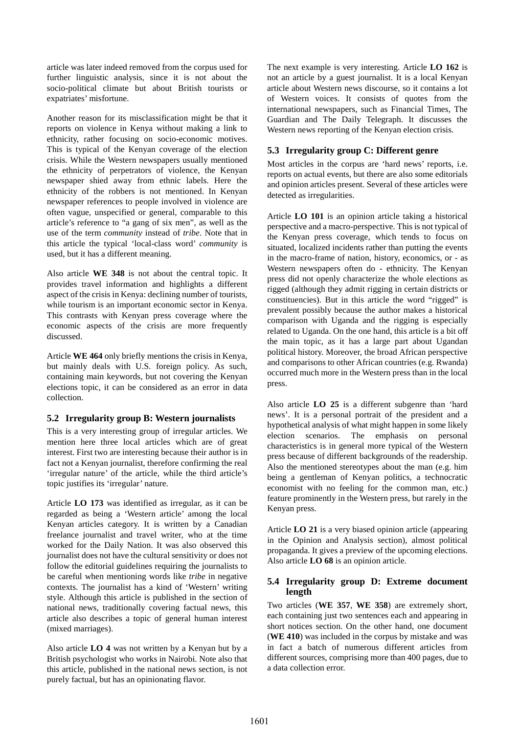article was later indeed removed from the corpus used for further linguistic analysis, since it is not about the socio-political climate but about British tourists or expatriates' misfortune.

Another reason for its misclassification might be that it reports on violence in Kenya without making a link to ethnicity, rather focusing on socio-economic motives. This is typical of the Kenyan coverage of the election crisis. While the Western newspapers usually mentioned the ethnicity of perpetrators of violence, the Kenyan newspaper shied away from ethnic labels. Here the ethnicity of the robbers is not mentioned. In Kenyan newspaper references to people involved in violence are often vague, unspecified or general, comparable to this article's reference to "a gang of six men", as well as the use of the term *community* instead of *tribe*. Note that in this article the typical 'local-class word' *community* is used, but it has a different meaning.

Also article **WE 348** is not about the central topic. It provides travel information and highlights a different aspect of the crisis in Kenya: declining number of tourists, while tourism is an important economic sector in Kenya. This contrasts with Kenyan press coverage where the economic aspects of the crisis are more frequently discussed.

Article **WE 464** only briefly mentions the crisis in Kenya, but mainly deals with U.S. foreign policy. As such, containing main keywords, but not covering the Kenyan elections topic, it can be considered as an error in data collection.

### 5.2 Irregularity group B: Western journalists

This is a very interesting group of irregular articles. We mention here three local articles which are of great interest. First two are interesting because their author is in fact not a Kenyan journalist, therefore confirming the real 'irregular nature' of the article, while the third article's topic justifies its 'irregular' nature.

Article **LO 173** was identified as irregular, as it can be regarded as being a 'Western article' among the local Kenyan articles category. It is written by a Canadian freelance journalist and travel writer, who at the time worked for the Daily Nation. It was also observed this journalist does not have the cultural sensitivity or does not follow the editorial guidelines requiring the journalists to be careful when mentioning words like *tribe* in negative contexts. The journalist has a kind of 'Western' writing style. Although this article is published in the section of national news, traditionally covering factual news, this article also describes a topic of general human interest (mixed marriages).

Also article **LO 4** was not written by a Kenyan but by a British psychologist who works in Nairobi. Note also that this article, published in the national news section, is not purely factual, but has an opinionating flavor.

The next example is very interesting. Article **LO 162** is not an article by a guest journalist. It is a local Kenyan article about Western news discourse, so it contains a lot of Western voices. It consists of quotes from the international newspapers, such as Financial Times, The Guardian and The Daily Telegraph. It discusses the Western news reporting of the Kenyan election crisis.

### 5.3 Irregularity group C: Different genre

Most articles in the corpus are 'hard news' reports, i.e. reports on actual events, but there are also some editorials and opinion articles present. Several of these articles were detected as irregularities.

Article **LO 101** is an opinion article taking a historical perspective and a macro-perspective. This is not typical of the Kenyan press coverage, which tends to focus on situated, localized incidents rather than putting the events in the macro-frame of nation, history, economics, or - as Western newspapers often do - ethnicity. The Kenyan press did not openly characterize the whole elections as rigged (although they admit rigging in certain districts or constituencies). But in this article the word "rigged" is prevalent possibly because the author makes a historical comparison with Uganda and the rigging is especially related to Uganda. On the one hand, this article is a bit off the main topic, as it has a large part about Ugandan political history. Moreover, the broad African perspective and comparisons to other African countries (e.g. Rwanda) occurred much more in the Western press than in the local press.

Also article **LO 25** is a different subgenre than 'hard news'. It is a personal portrait of the president and a hypothetical analysis of what might happen in some likely election scenarios. The emphasis on personal characteristics is in general more typical of the Western press because of different backgrounds of the readership. Also the mentioned stereotypes about the man (e.g. him being a gentleman of Kenyan politics, a technocratic economist with no feeling for the common man, etc.) feature prominently in the Western press, but rarely in the Kenyan press.

Article **LO 21** is a very biased opinion article (appearing in the Opinion and Analysis section), almost political propaganda. It gives a preview of the upcoming elections. Also article **LO 68** is an opinion article.

### 5.4 Irregularity group D: Extreme document length

Two articles (**WE 357**, **WE 358**) are extremely short, each containing just two sentences each and appearing in short notices section. On the other hand, one document (**WE 410**) was included in the corpus by mistake and was in fact a batch of numerous different articles from different sources, comprising more than 400 pages, due to a data collection error.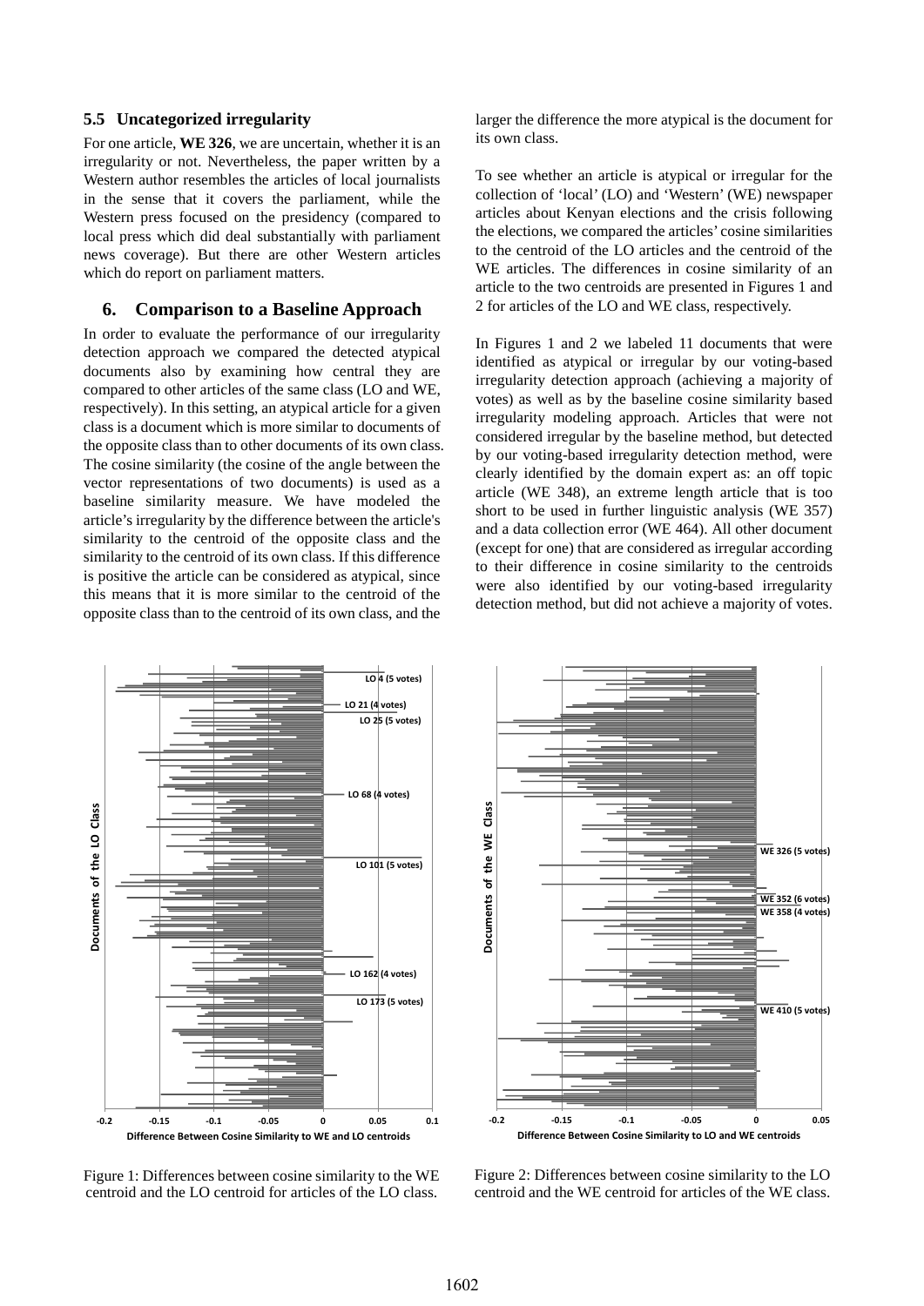### 5.5 Uncategorized irregularity

For one article, **WE 326**, we are uncertain, whether it is an irregularity or not. Nevertheless, the paper written by a Western author resembles the articles of local journalists in the sense that it covers the parliament, while the Western press focused on the presidency (compared to local press which did deal substantially with parliament news coverage). But there are other Western articles which do report on parliament matters.

## 6. Comparison to a Baseline Approach

In order to evaluate the performance of our irregularity detection approach we compared the detected atypical documents also by examining how central they are compared to other articles of the same class (LO and WE, respectively). In this setting, an atypical article for a given class is a document which is more similar to documents of the opposite class than to other documents of its own class. The cosine similarity (the cosine of the angle between the vector representations of two documents) is used as a baseline similarity measure. We have modeled the article's irregularity by the difference between the article's similarity to the centroid of the opposite class and the similarity to the centroid of its own class. If this difference is positive the article can be considered as atypical, since this means that it is more similar to the centroid of the opposite class than to the centroid of its own class, and the larger the difference the more atypical is the document for its own class.

To see whether an article is atypical or irregular for the collection of 'local' (LO) and 'Western' (WE) newspaper articles about Kenyan elections and the crisis following the elections, we compared the articles' cosine similarities to the centroid of the LO articles and the centroid of the WE articles. The differences in cosine similarity of an article to the two centroids are presented in Figures 1 and 2 for articles of the LO and WE class, respectively.

In Figures 1 and 2 we labeled 11 documents that were identified as atypical or irregular by our voting-based irregularity detection approach (achieving a majority of votes) as well as by the baseline cosine similarity based irregularity modeling approach. Articles that were not considered irregular by the baseline method, but detected by our voting-based irregularity detection method, were clearly identified by the domain expert as: an off topic article (WE 348), an extreme length article that is too short to be used in further linguistic analysis (WE 357) and a data collection error (WE 464). All other document (except for one) that are considered as irregular according to their difference in cosine similarity to the centroids were also identified by our voting-based irregularity detection method, but did not achieve a majority of votes.

Figure 1: Differences between cosine similarity to the WE centroid and the LO centroid for articles of the LO class.

Figure 2: Differences between cosine similarity to the LO centroid and the WE centroid for articles of the WE class.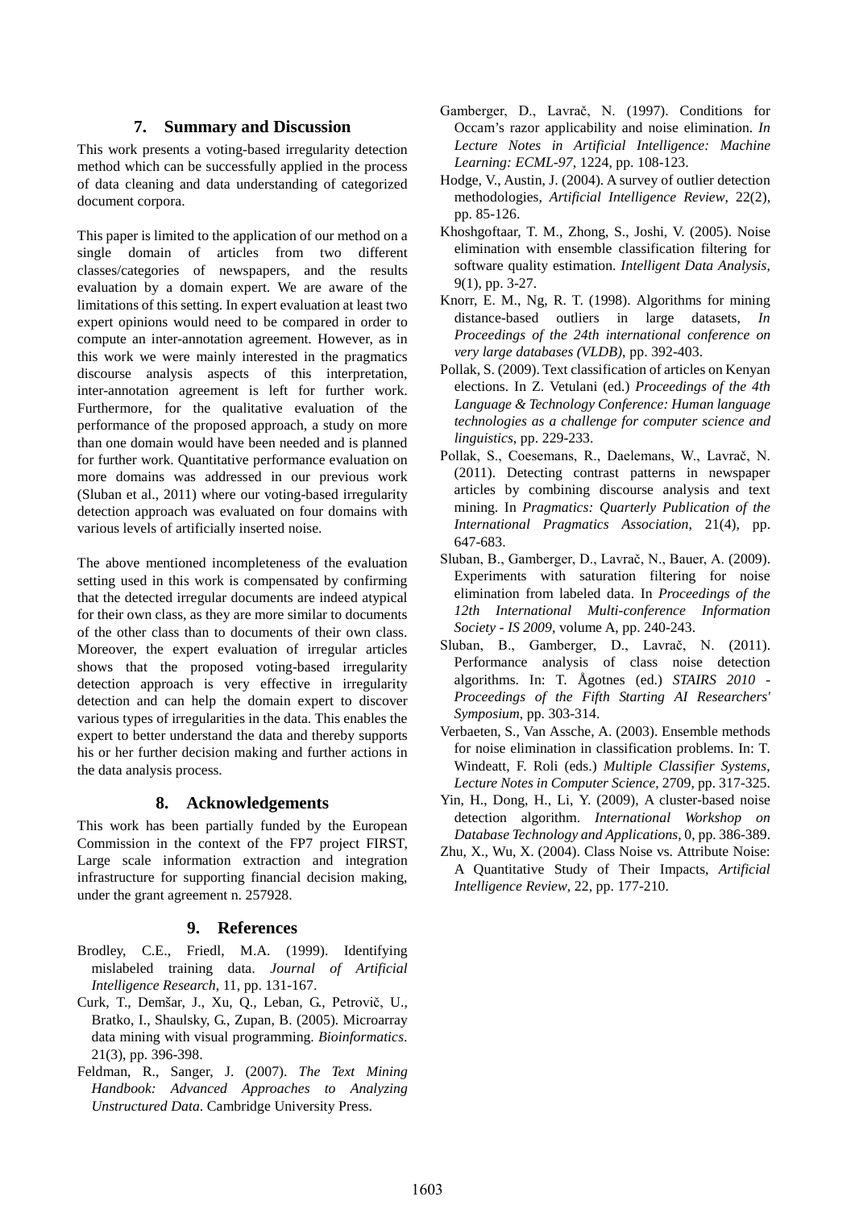## 7. Summary and Discussion

This work presents a voting-based irregularity detection method which can be successfully applied in the process of data cleaning and data understanding of categorized document corpora.

This paper is limited to the application of our method on a single domain of articles from two different classes/categories of newspapers, and the results evaluation by a domain expert. We are aware of the limitations of this setting. In expert evaluation at least two expert opinions would need to be compared in order to compute an inter-annotation agreement. However, as in this work we were mainly interested in the pragmatics discourse analysis aspects of this interpretation, inter-annotation agreement is left for further work. Furthermore, for the qualitative evaluation of the performance of the proposed approach, a study on more than one domain would have been needed and is planned for further work. Quantitative performance evaluation on more domains was addressed in our previous work (Sluban et al., 2011) where our voting-based irregularity detection approach was evaluated on four domains with various levels of artificially inserted noise.

The above mentioned incompleteness of the evaluation setting used in this work is compensated by confirming that the detected irregular documents are indeed atypical for their own class, as they are more similar to documents of the other class than to documents of their own class. Moreover, the expert evaluation of irregular articles shows that the proposed voting-based irregularity detection approach is very effective in irregularity detection and can help the domain expert to discover various types of irregularities in the data. This enables the expert to better understand the data and thereby supports his or her further decision making and further actions in the data analysis process.

## 8. Acknowledgements

This work has been partially funded by the European Commission in the context of the FP7 project FIRST, Large scale information extraction and integration infrastructure for supporting financial decision making, under the grant agreement n. 257928.

## 9. References

Brodley, C.E., Friedl, M.A. (1999). Identifying mislabeled training data. *Journal of Artificial Intelligence Research*, 11, pp. 131-167.

Curk, T., Demšar, J., Xu, Q., Leban, G., Petrovič, U., Bratko, I., Shaulsky, G., Zupan, B. (2005). Microarray data mining with visual programming. *Bioinformatics*. 21(3), pp. 396-398.

Feldman, R., Sanger, J. (2007). *The Text Mining Handbook: Advanced Approaches to Analyzing Unstructured Data*. Cambridge University Press.

Gamberger, D., Lavrač, N. (1997). Conditions for Occam's razor applicability and noise elimination. *In Lecture Notes in Artificial Intelligence: Machine Learning: ECML-97*, 1224, pp. 108-123.

Hodge, V., Austin, J. (2004). A survey of outlier detection methodologies, *Artificial Intelligence Review*, 22(2), pp. 85-126.

Khoshgoftaar, T. M., Zhong, S., Joshi, V. (2005). Noise elimination with ensemble classification filtering for software quality estimation. *Intelligent Data Analysis*, 9(1), pp. 3-27.

Knorr, E. M., Ng, R. T. (1998). Algorithms for mining distance-based outliers in large datasets, *In Proceedings of the 24th international conference on very large databases (VLDB)*, pp. 392-403.

Pollak, S. (2009). Text classification of articles on Kenyan elections. In Z. Vetulani (ed.) *Proceedings of the 4th Language & Technology Conference: Human language technologies as a challenge for computer science and linguistics*, pp. 229-233.

Pollak, S., Coesemans, R., Daelemans, W., Lavrač, N. (2011). Detecting contrast patterns in newspaper articles by combining discourse analysis and text mining. In *Pragmatics: Quarterly Publication of the International Pragmatics Association*, 21(4), pp. 647-683.

Sluban, B., Gamberger, D., Lavrač, N., Bauer, A. (2009). Experiments with saturation filtering for noise elimination from labeled data. In *Proceedings of the 12th International Multi-conference Information Society - IS 2009*, volume A, pp. 240-243.

Sluban, B., Gamberger, D., Lavrač, N. (2011). Performance analysis of class noise detection algorithms. In: T. Ågotnes (ed.) *STAIRS 2010 - Proceedings of the Fifth Starting AI Researchers' Symposium*, pp. 303-314.

Verbaeten, S., Van Assche, A. (2003). Ensemble methods for noise elimination in classification problems. In: T. Windeatt, F. Roli (eds.) *Multiple Classifier Systems, Lecture Notes in Computer Science*, 2709, pp. 317-325.

Yin, H., Dong, H., Li, Y. (2009), A cluster-based noise detection algorithm. *International Workshop on Database Technology and Applications*, 0, pp. 386-389.

Zhu, X., Wu, X. (2004). Class Noise vs. Attribute Noise: A Quantitative Study of Their Impacts, *Artificial Intelligence Review*, 22, pp. 177-210.